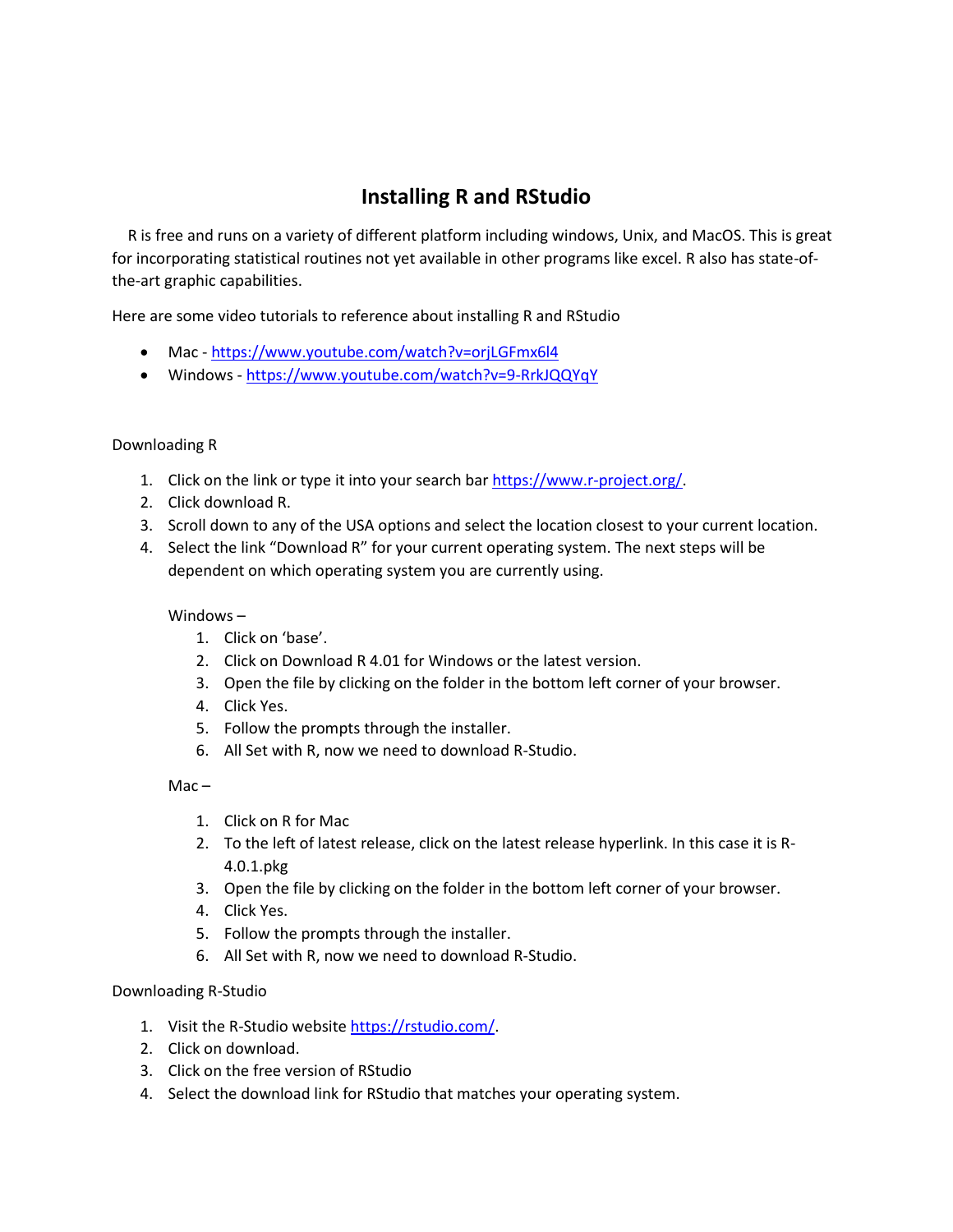# Installing R and RStudio

R is free and runs on a variety of different platform including windows, Unix, and MacOS. This is great for incorporating statistical routines not yet available in other programs like excel. R also has state-of-the-art graphic capabilities.

Here are some video tutorials to reference about installing R and RStudio

- Mac - [https://www.youtube.com/watch?v=orjLGFmx6l4](https://www.youtube.com/watch?v=orjLGFmx6l4)
- Windows - [https://www.youtube.com/watch?v=9-RrkJQQYqY](https://www.youtube.com/watch?v=9-RrkJQQYqY)

Downloading R

1. Click on the link or type it into your search bar [https://www.r-project.org/](https://www.r-project.org/).
2. Click download R.
3. Scroll down to any of the USA options and select the location closest to your current location.
4. Select the link "Download R" for your current operating system. The next steps will be dependent on which operating system you are currently using.

   Windows –
   1. Click on 'base'.
   2. Click on Download R 4.01 for Windows or the latest version.
   3. Open the file by clicking on the folder in the bottom left corner of your browser.
   4. Click Yes.
   5. Follow the prompts through the installer.
   6. All Set with R, now we need to download R-Studio.

   Mac –
   1. Click on R for Mac
   2. To the left of latest release, click on the latest release hyperlink. In this case it is R-4.0.1.pkg
   3. Open the file by clicking on the folder in the bottom left corner of your browser.
   4. Click Yes.
   5. Follow the prompts through the installer.
   6. All Set with R, now we need to download R-Studio.

Downloading R-Studio

1. Visit the R-Studio website [https://rstudio.com/](https://rstudio.com/).
2. Click on download.
3. Click on the free version of RStudio
4. Select the download link for RStudio that matches your operating system.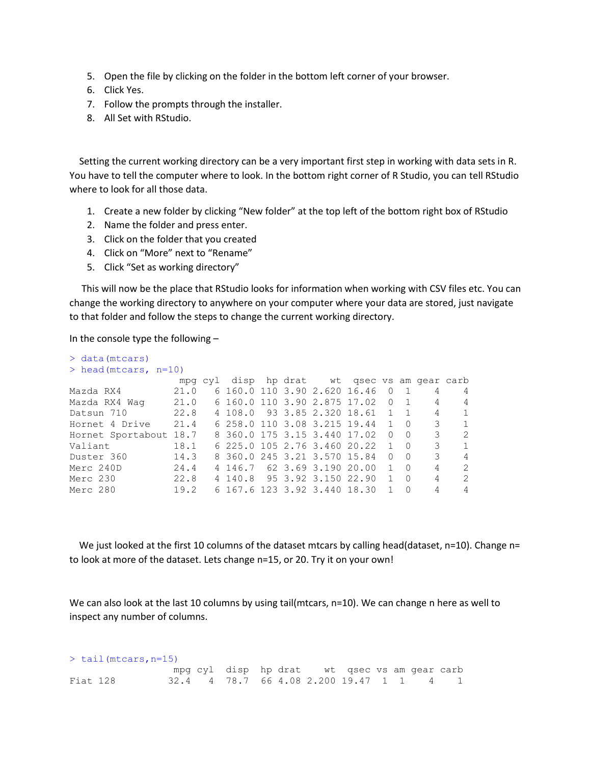5. Open the file by clicking on the folder in the bottom left corner of your browser.
6. Click Yes.
7. Follow the prompts through the installer.
8. All Set with RStudio.

Setting the current working directory can be a very important first step in working with data sets in R. You have to tell the computer where to look. In the bottom right corner of R Studio, you can tell RStudio where to look for all those data.

1. Create a new folder by clicking "New folder" at the top left of the bottom right box of RStudio
2. Name the folder and press enter.
3. Click on the folder that you created
4. Click on "More" next to "Rename"
5. Click "Set as working directory"

This will now be the place that RStudio looks for information when working with CSV files etc. You can change the working directory to anywhere on your computer where your data are stored, just navigate to that folder and follow the steps to change the current working directory.

In the console type the following –

```
> data(mtcars)
> head(mtcars, n=10)
                   mpg cyl  disp  hp drat    wt  qsec vs am gear carb
Mazda RX4         21.0   6 160.0 110 3.90 2.620 16.46  0  1    4    4
Mazda RX4 Wag     21.0   6 160.0 110 3.90 2.875 17.02  0  1    4    4
Datsun 710        22.8   4 108.0  93 3.85 2.320 18.61  1  1    4    1
Hornet 4 Drive    21.4   6 258.0 110 3.08 3.215 19.44  1  0    3    1
Hornet Sportabout 18.7   8 360.0 175 3.15 3.440 17.02  0  0    3    2
Valiant           18.1   6 225.0 105 2.76 3.460 20.22  1  0    3    1
Duster 360        14.3   8 360.0 245 3.21 3.570 15.84  0  0    3    4
Merc 240D         24.4   4 146.7  62 3.69 3.190 20.00  1  0    4    2
Merc 230          22.8   4 140.8  95 3.92 3.150 22.90  1  0    4    2
Merc 280          19.2   6 167.6 123 3.92 3.440 18.30  1  0    4    4
```

We just looked at the first 10 columns of the dataset mtcars by calling head(dataset, n=10). Change n= to look at more of the dataset. Lets change n=15, or 20. Try it on your own!

We can also look at the last 10 columns by using tail(mtcars, n=10). We can change n here as well to inspect any number of columns.

```
> tail(mtcars,n=15)
                  mpg cyl  disp  hp drat    wt  qsec vs am gear carb
Fiat 128         32.4   4  78.7  66 4.08 2.200 19.47  1  1    4    1
```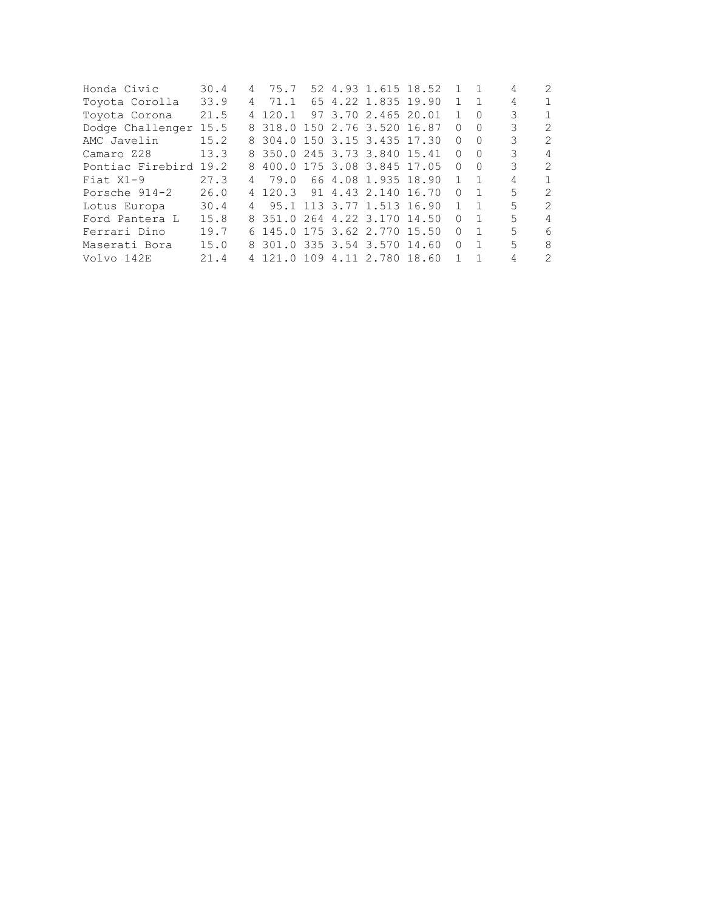| | | | | | | | | | | | |
|---|---|---|---|---|---|---|---|---|---|---|---|
| Honda Civic | 30.4 | 4 | 75.7 | 52 | 4.93 | 1.615 | 18.52 | 1 | 1 | 4 | 2 |
| Toyota Corolla | 33.9 | 4 | 71.1 | 65 | 4.22 | 1.835 | 19.90 | 1 | 1 | 4 | 1 |
| Toyota Corona | 21.5 | 4 | 120.1 | 97 | 3.70 | 2.465 | 20.01 | 1 | 0 | 3 | 1 |
| Dodge Challenger | 15.5 | 8 | 318.0 | 150 | 2.76 | 3.520 | 16.87 | 0 | 0 | 3 | 2 |
| AMC Javelin | 15.2 | 8 | 304.0 | 150 | 3.15 | 3.435 | 17.30 | 0 | 0 | 3 | 2 |
| Camaro Z28 | 13.3 | 8 | 350.0 | 245 | 3.73 | 3.840 | 15.41 | 0 | 0 | 3 | 4 |
| Pontiac Firebird | 19.2 | 8 | 400.0 | 175 | 3.08 | 3.845 | 17.05 | 0 | 0 | 3 | 2 |
| Fiat X1-9 | 27.3 | 4 | 79.0 | 66 | 4.08 | 1.935 | 18.90 | 1 | 1 | 4 | 1 |
| Porsche 914-2 | 26.0 | 4 | 120.3 | 91 | 4.43 | 2.140 | 16.70 | 0 | 1 | 5 | 2 |
| Lotus Europa | 30.4 | 4 | 95.1 | 113 | 3.77 | 1.513 | 16.90 | 1 | 1 | 5 | 2 |
| Ford Pantera L | 15.8 | 8 | 351.0 | 264 | 4.22 | 3.170 | 14.50 | 0 | 1 | 5 | 4 |
| Ferrari Dino | 19.7 | 6 | 145.0 | 175 | 3.62 | 2.770 | 15.50 | 0 | 1 | 5 | 6 |
| Maserati Bora | 15.0 | 8 | 301.0 | 335 | 3.54 | 3.570 | 14.60 | 0 | 1 | 5 | 8 |
| Volvo 142E | 21.4 | 4 | 121.0 | 109 | 4.11 | 2.780 | 18.60 | 1 | 1 | 4 | 2 |